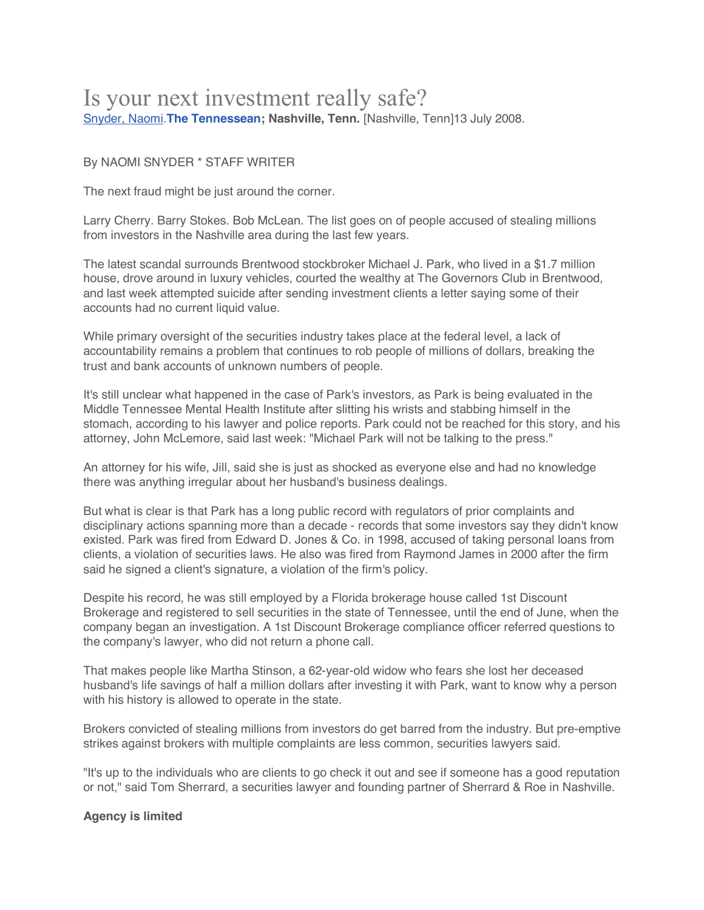# Is your next investment really safe?

Snyder, Naomi.**The Tennessean; Nashville, Tenn.** [Nashville, Tenn]13 July 2008.

By NAOMI SNYDER * STAFF WRITER

The next fraud might be just around the corner.

Larry Cherry. Barry Stokes. Bob McLean. The list goes on of people accused of stealing millions from investors in the Nashville area during the last few years.

The latest scandal surrounds Brentwood stockbroker Michael J. Park, who lived in a $1.7 million house, drove around in luxury vehicles, courted the wealthy at The Governors Club in Brentwood, and last week attempted suicide after sending investment clients a letter saying some of their accounts had no current liquid value.

While primary oversight of the securities industry takes place at the federal level, a lack of accountability remains a problem that continues to rob people of millions of dollars, breaking the trust and bank accounts of unknown numbers of people.

It's still unclear what happened in the case of Park's investors, as Park is being evaluated in the Middle Tennessee Mental Health Institute after slitting his wrists and stabbing himself in the stomach, according to his lawyer and police reports. Park could not be reached for this story, and his attorney, John McLemore, said last week: "Michael Park will not be talking to the press."

An attorney for his wife, Jill, said she is just as shocked as everyone else and had no knowledge there was anything irregular about her husband's business dealings.

But what is clear is that Park has a long public record with regulators of prior complaints and disciplinary actions spanning more than a decade - records that some investors say they didn't know existed. Park was fired from Edward D. Jones & Co. in 1998, accused of taking personal loans from clients, a violation of securities laws. He also was fired from Raymond James in 2000 after the firm said he signed a client's signature, a violation of the firm's policy.

Despite his record, he was still employed by a Florida brokerage house called 1st Discount Brokerage and registered to sell securities in the state of Tennessee, until the end of June, when the company began an investigation. A 1st Discount Brokerage compliance officer referred questions to the company's lawyer, who did not return a phone call.

That makes people like Martha Stinson, a 62-year-old widow who fears she lost her deceased husband's life savings of half a million dollars after investing it with Park, want to know why a person with his history is allowed to operate in the state.

Brokers convicted of stealing millions from investors do get barred from the industry. But pre-emptive strikes against brokers with multiple complaints are less common, securities lawyers said.

"It's up to the individuals who are clients to go check it out and see if someone has a good reputation or not," said Tom Sherrard, a securities lawyer and founding partner of Sherrard & Roe in Nashville.

**Agency is limited**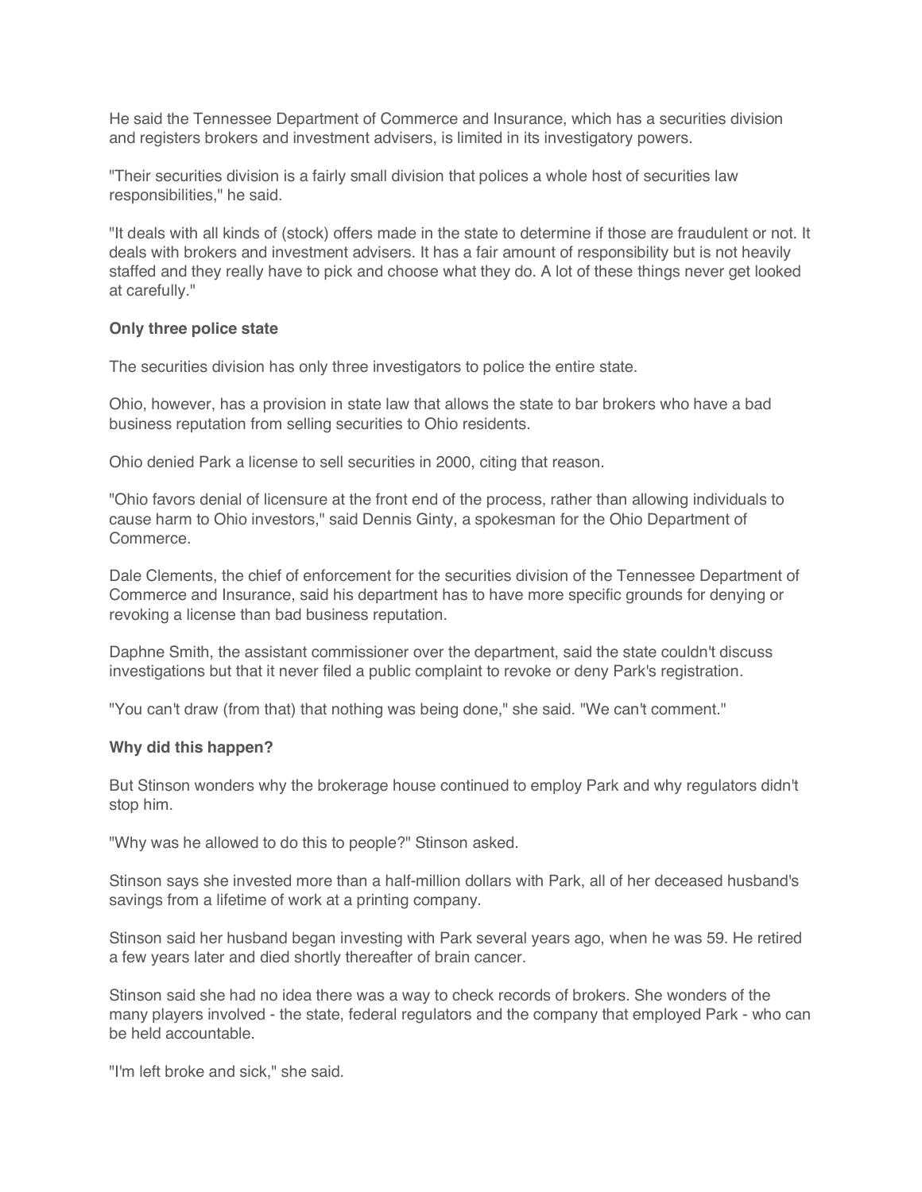He said the Tennessee Department of Commerce and Insurance, which has a securities division and registers brokers and investment advisers, is limited in its investigatory powers.

"Their securities division is a fairly small division that polices a whole host of securities law responsibilities," he said.

"It deals with all kinds of (stock) offers made in the state to determine if those are fraudulent or not. It deals with brokers and investment advisers. It has a fair amount of responsibility but is not heavily staffed and they really have to pick and choose what they do. A lot of these things never get looked at carefully."

**Only three police state**

The securities division has only three investigators to police the entire state.

Ohio, however, has a provision in state law that allows the state to bar brokers who have a bad business reputation from selling securities to Ohio residents.

Ohio denied Park a license to sell securities in 2000, citing that reason.

"Ohio favors denial of licensure at the front end of the process, rather than allowing individuals to cause harm to Ohio investors," said Dennis Ginty, a spokesman for the Ohio Department of Commerce.

Dale Clements, the chief of enforcement for the securities division of the Tennessee Department of Commerce and Insurance, said his department has to have more specific grounds for denying or revoking a license than bad business reputation.

Daphne Smith, the assistant commissioner over the department, said the state couldn't discuss investigations but that it never filed a public complaint to revoke or deny Park's registration.

"You can't draw (from that) that nothing was being done," she said. "We can't comment."

**Why did this happen?**

But Stinson wonders why the brokerage house continued to employ Park and why regulators didn't stop him.

"Why was he allowed to do this to people?" Stinson asked.

Stinson says she invested more than a half-million dollars with Park, all of her deceased husband's savings from a lifetime of work at a printing company.

Stinson said her husband began investing with Park several years ago, when he was 59. He retired a few years later and died shortly thereafter of brain cancer.

Stinson said she had no idea there was a way to check records of brokers. She wonders of the many players involved - the state, federal regulators and the company that employed Park - who can be held accountable.

"I'm left broke and sick," she said.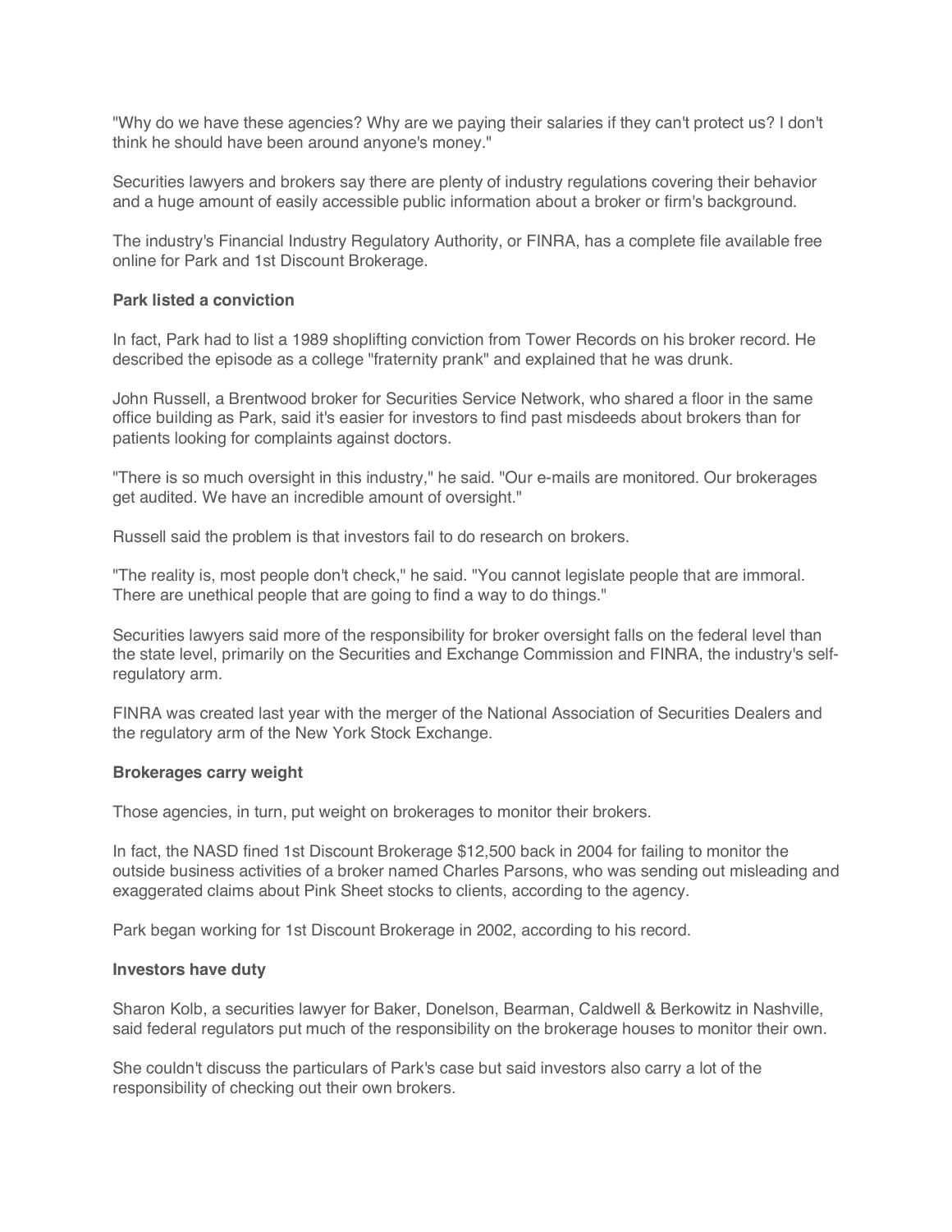"Why do we have these agencies? Why are we paying their salaries if they can't protect us? I don't think he should have been around anyone's money."

Securities lawyers and brokers say there are plenty of industry regulations covering their behavior and a huge amount of easily accessible public information about a broker or firm's background.

The industry's Financial Industry Regulatory Authority, or FINRA, has a complete file available free online for Park and 1st Discount Brokerage.

**Park listed a conviction**

In fact, Park had to list a 1989 shoplifting conviction from Tower Records on his broker record. He described the episode as a college "fraternity prank" and explained that he was drunk.

John Russell, a Brentwood broker for Securities Service Network, who shared a floor in the same office building as Park, said it's easier for investors to find past misdeeds about brokers than for patients looking for complaints against doctors.

"There is so much oversight in this industry," he said. "Our e-mails are monitored. Our brokerages get audited. We have an incredible amount of oversight."

Russell said the problem is that investors fail to do research on brokers.

"The reality is, most people don't check," he said. "You cannot legislate people that are immoral. There are unethical people that are going to find a way to do things."

Securities lawyers said more of the responsibility for broker oversight falls on the federal level than the state level, primarily on the Securities and Exchange Commission and FINRA, the industry's self-regulatory arm.

FINRA was created last year with the merger of the National Association of Securities Dealers and the regulatory arm of the New York Stock Exchange.

**Brokerages carry weight**

Those agencies, in turn, put weight on brokerages to monitor their brokers.

In fact, the NASD fined 1st Discount Brokerage $12,500 back in 2004 for failing to monitor the outside business activities of a broker named Charles Parsons, who was sending out misleading and exaggerated claims about Pink Sheet stocks to clients, according to the agency.

Park began working for 1st Discount Brokerage in 2002, according to his record.

**Investors have duty**

Sharon Kolb, a securities lawyer for Baker, Donelson, Bearman, Caldwell & Berkowitz in Nashville, said federal regulators put much of the responsibility on the brokerage houses to monitor their own.

She couldn't discuss the particulars of Park's case but said investors also carry a lot of the responsibility of checking out their own brokers.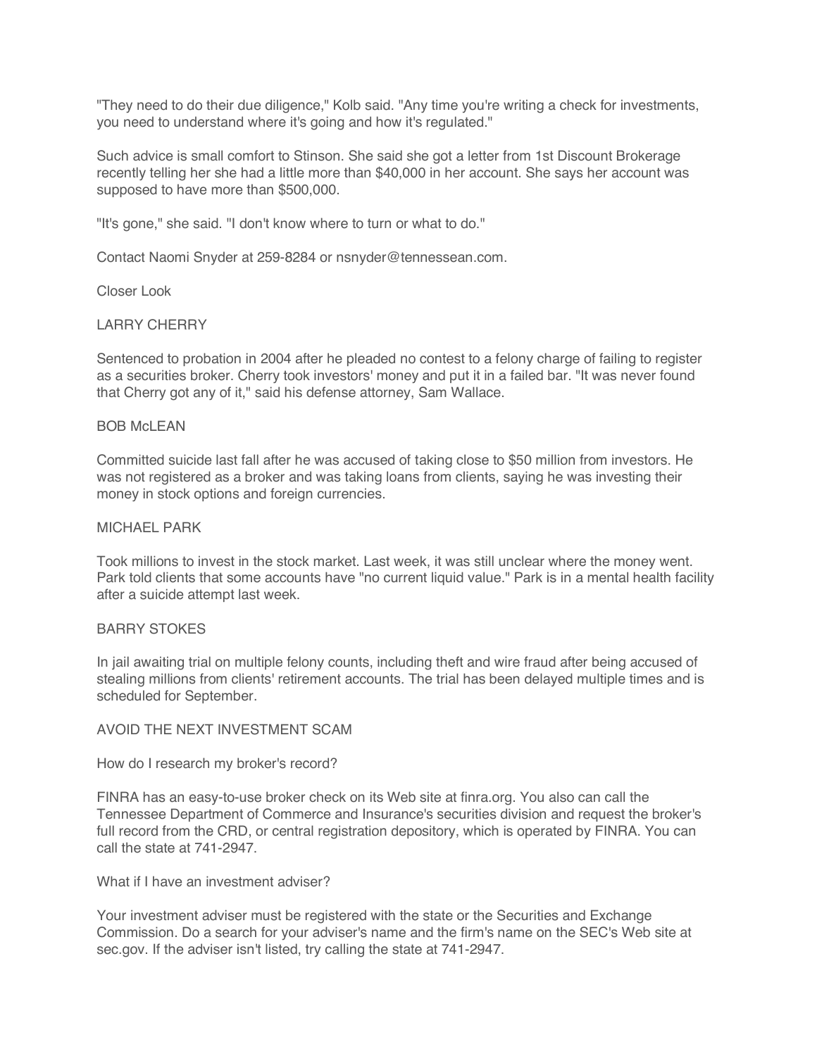"They need to do their due diligence," Kolb said. "Any time you're writing a check for investments, you need to understand where it's going and how it's regulated."

Such advice is small comfort to Stinson. She said she got a letter from 1st Discount Brokerage recently telling her she had a little more than $40,000 in her account. She says her account was supposed to have more than $500,000.

"It's gone," she said. "I don't know where to turn or what to do."

Contact Naomi Snyder at 259-8284 or nsnyder@tennessean.com.

Closer Look

LARRY CHERRY

Sentenced to probation in 2004 after he pleaded no contest to a felony charge of failing to register as a securities broker. Cherry took investors' money and put it in a failed bar. "It was never found that Cherry got any of it," said his defense attorney, Sam Wallace.

BOB McLEAN

Committed suicide last fall after he was accused of taking close to $50 million from investors. He was not registered as a broker and was taking loans from clients, saying he was investing their money in stock options and foreign currencies.

MICHAEL PARK

Took millions to invest in the stock market. Last week, it was still unclear where the money went. Park told clients that some accounts have "no current liquid value." Park is in a mental health facility after a suicide attempt last week.

BARRY STOKES

In jail awaiting trial on multiple felony counts, including theft and wire fraud after being accused of stealing millions from clients' retirement accounts. The trial has been delayed multiple times and is scheduled for September.

AVOID THE NEXT INVESTMENT SCAM

How do I research my broker's record?

FINRA has an easy-to-use broker check on its Web site at finra.org. You also can call the Tennessee Department of Commerce and Insurance's securities division and request the broker's full record from the CRD, or central registration depository, which is operated by FINRA. You can call the state at 741-2947.

What if I have an investment adviser?

Your investment adviser must be registered with the state or the Securities and Exchange Commission. Do a search for your adviser's name and the firm's name on the SEC's Web site at sec.gov. If the adviser isn't listed, try calling the state at 741-2947.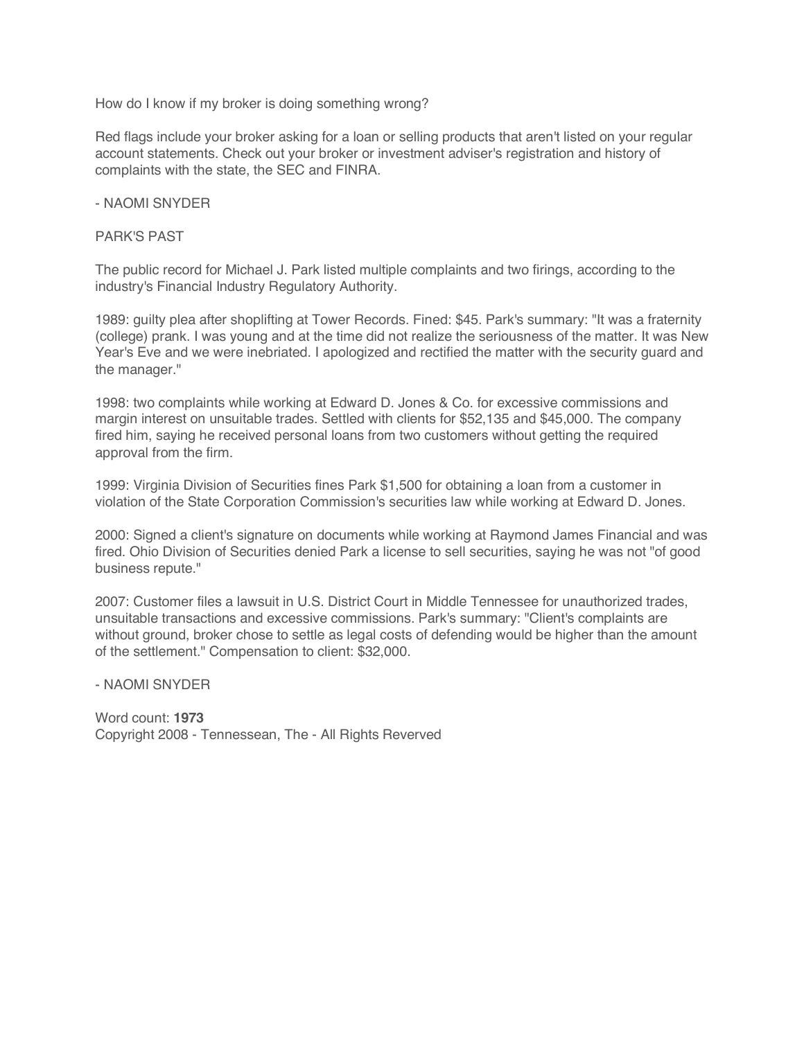How do I know if my broker is doing something wrong?

Red flags include your broker asking for a loan or selling products that aren't listed on your regular account statements. Check out your broker or investment adviser's registration and history of complaints with the state, the SEC and FINRA.

- NAOMI SNYDER

PARK'S PAST

The public record for Michael J. Park listed multiple complaints and two firings, according to the industry's Financial Industry Regulatory Authority.

1989: guilty plea after shoplifting at Tower Records. Fined: $45. Park's summary: "It was a fraternity (college) prank. I was young and at the time did not realize the seriousness of the matter. It was New Year's Eve and we were inebriated. I apologized and rectified the matter with the security guard and the manager."

1998: two complaints while working at Edward D. Jones & Co. for excessive commissions and margin interest on unsuitable trades. Settled with clients for $52,135 and $45,000. The company fired him, saying he received personal loans from two customers without getting the required approval from the firm.

1999: Virginia Division of Securities fines Park $1,500 for obtaining a loan from a customer in violation of the State Corporation Commission's securities law while working at Edward D. Jones.

2000: Signed a client's signature on documents while working at Raymond James Financial and was fired. Ohio Division of Securities denied Park a license to sell securities, saying he was not "of good business repute."

2007: Customer files a lawsuit in U.S. District Court in Middle Tennessee for unauthorized trades, unsuitable transactions and excessive commissions. Park's summary: "Client's complaints are without ground, broker chose to settle as legal costs of defending would be higher than the amount of the settlement." Compensation to client: $32,000.

- NAOMI SNYDER

Word count: **1973**
Copyright 2008 - Tennessean, The - All Rights Reverved